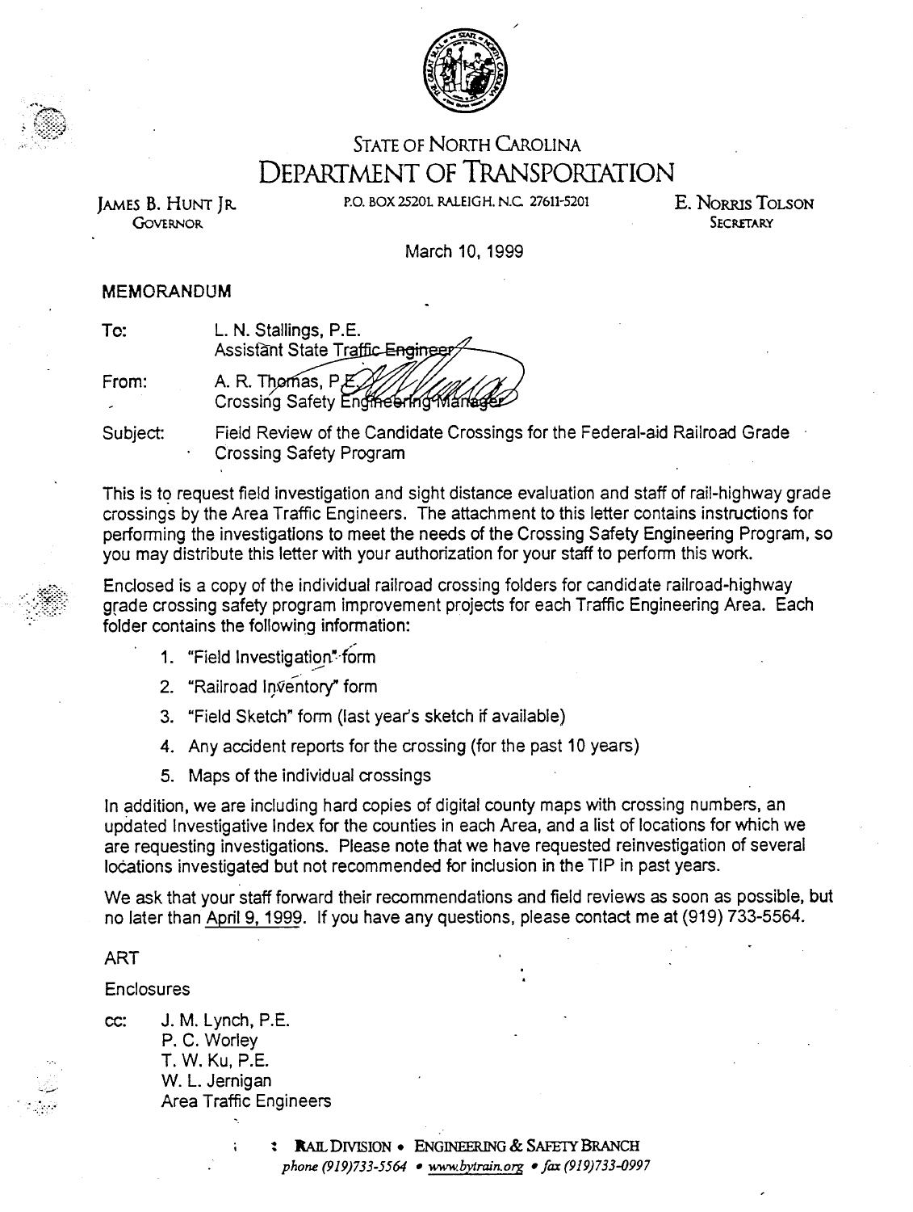STATE OF NORTH CAROLINA
# DEPARTMENT OF TRANSPORTATION

JAMES B. HUNT JR.
GOVERNOR

P.O. BOX 25201, RALEIGH, N.C. 27611-5201

E. NORRIS TOLSON
SECRETARY

March 10, 1999

## MEMORANDUM

To: L. N. Stallings, P.E.
Assistant State Traffic Engineer

From: A. R. Thomas, P.E.
Crossing Safety Engineering Manager

Subject: Field Review of the Candidate Crossings for the Federal-aid Railroad Grade Crossing Safety Program

This is to request field investigation and sight distance evaluation and staff of rail-highway grade crossings by the Area Traffic Engineers. The attachment to this letter contains instructions for performing the investigations to meet the needs of the Crossing Safety Engineering Program, so you may distribute this letter with your authorization for your staff to perform this work.

Enclosed is a copy of the individual railroad crossing folders for candidate railroad-highway grade crossing safety program improvement projects for each Traffic Engineering Area. Each folder contains the following information:

1. "Field Investigation" form
2. "Railroad Inventory" form
3. "Field Sketch" form (last year's sketch if available)
4. Any accident reports for the crossing (for the past 10 years)
5. Maps of the individual crossings

In addition, we are including hard copies of digital county maps with crossing numbers, an updated Investigative Index for the counties in each Area, and a list of locations for which we are requesting investigations. Please note that we have requested reinvestigation of several locations investigated but not recommended for inclusion in the TIP in past years.

We ask that your staff forward their recommendations and field reviews as soon as possible, but no later than April 9, 1999. If you have any questions, please contact me at (919) 733-5564.

ART

Enclosures

cc: J. M. Lynch, P.E.
P. C. Worley
T. W. Ku, P.E.
W. L. Jernigan
Area Traffic Engineers

RAIL DIVISION • ENGINEERING & SAFETY BRANCH
*phone (919)733-5564 • www.bytrain.org • fax (919)733-0997*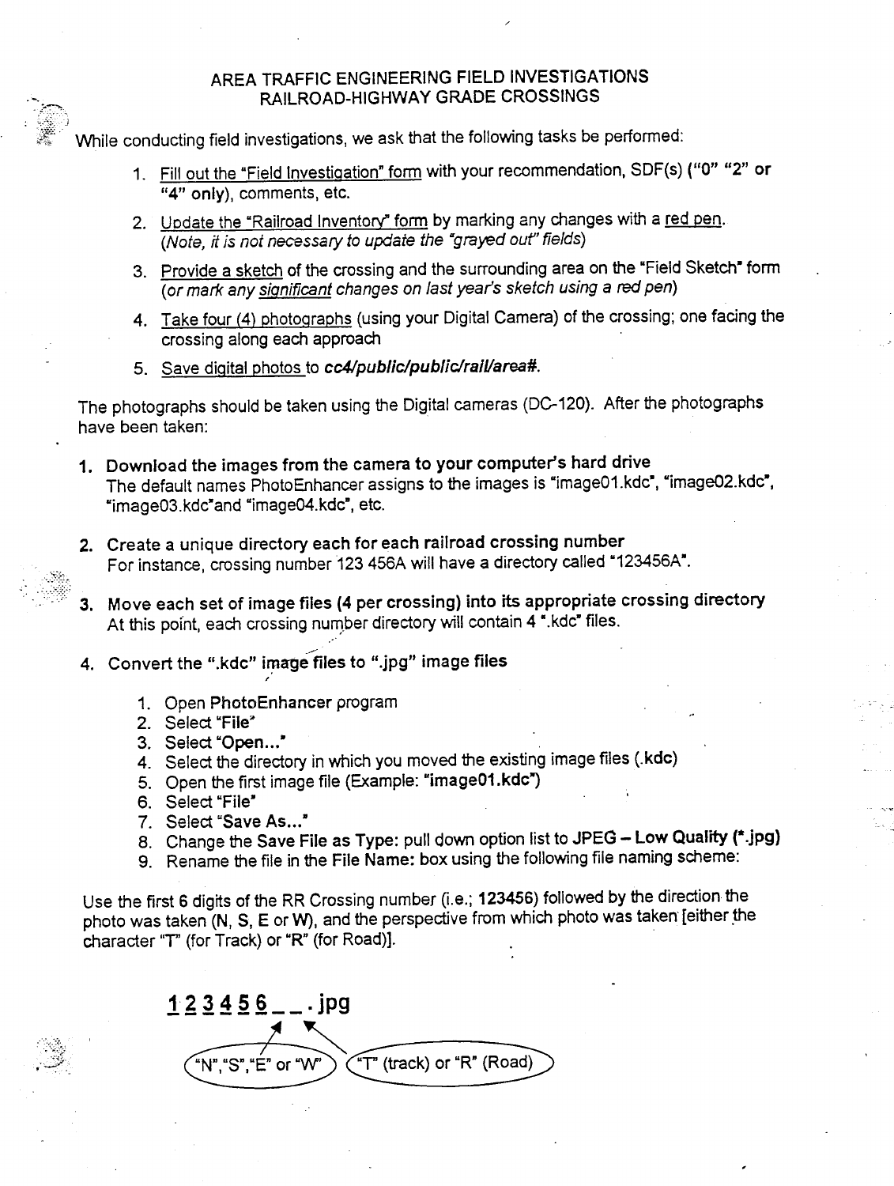# AREA TRAFFIC ENGINEERING FIELD INVESTIGATIONS
## RAILROAD-HIGHWAY GRADE CROSSINGS

While conducting field investigations, we ask that the following tasks be performed:

1. Fill out the "Field Investigation" form with your recommendation, SDF(s) (**"0" "2" or "4" only**), comments, etc.
2. Update the "Railroad Inventory" form by marking any changes with a red pen. (*Note, it is not necessary to update the "grayed out" fields*)
3. Provide a sketch of the crossing and the surrounding area on the "Field Sketch" form (*or mark any significant changes on last year's sketch using a red pen*)
4. Take four (4) photographs (using your Digital Camera) of the crossing; one facing the crossing along each approach
5. Save digital photos to ***cc4/public/public/rail/area#.***

The photographs should be taken using the Digital cameras (DC-120). After the photographs have been taken:

1. **Download the images from the camera to your computer's hard drive**
   The default names PhotoEnhancer assigns to the images is "image01.kdc", "image02.kdc", "image03.kdc"and "image04.kdc", etc.

2. **Create a unique directory each for each railroad crossing number**
   For instance, crossing number 123 456A will have a directory called "123456A".

3. **Move each set of image files (4 per crossing) into its appropriate crossing directory**
   At this point, each crossing number directory will contain 4 ".kdc" files.

4. **Convert the ".kdc" image files to ".jpg" image files**

   1. Open **PhotoEnhancer** program
   2. Select "File"
   3. Select "**Open...**"
   4. Select the directory in which you moved the existing image files (.**kdc**)
   5. Open the first image file (Example: "**image01.kdc**")
   6. Select "File"
   7. Select "**Save As...**"
   8. Change the **Save File as Type:** pull down option list to **JPEG – Low Quality (*.jpg)**
   9. Rename the file in the **File Name:** box using the following file naming scheme:

Use the first 6 digits of the RR Crossing number (i.e.; **123456**) followed by the direction the photo was taken (N, S, E or W), and the perspective from which photo was taken [either the character "T" (for Track) or "R" (for Road)].

**123456_ _.jpg**

"N","S","E" or "W" — "T" (track) or "R" (Road)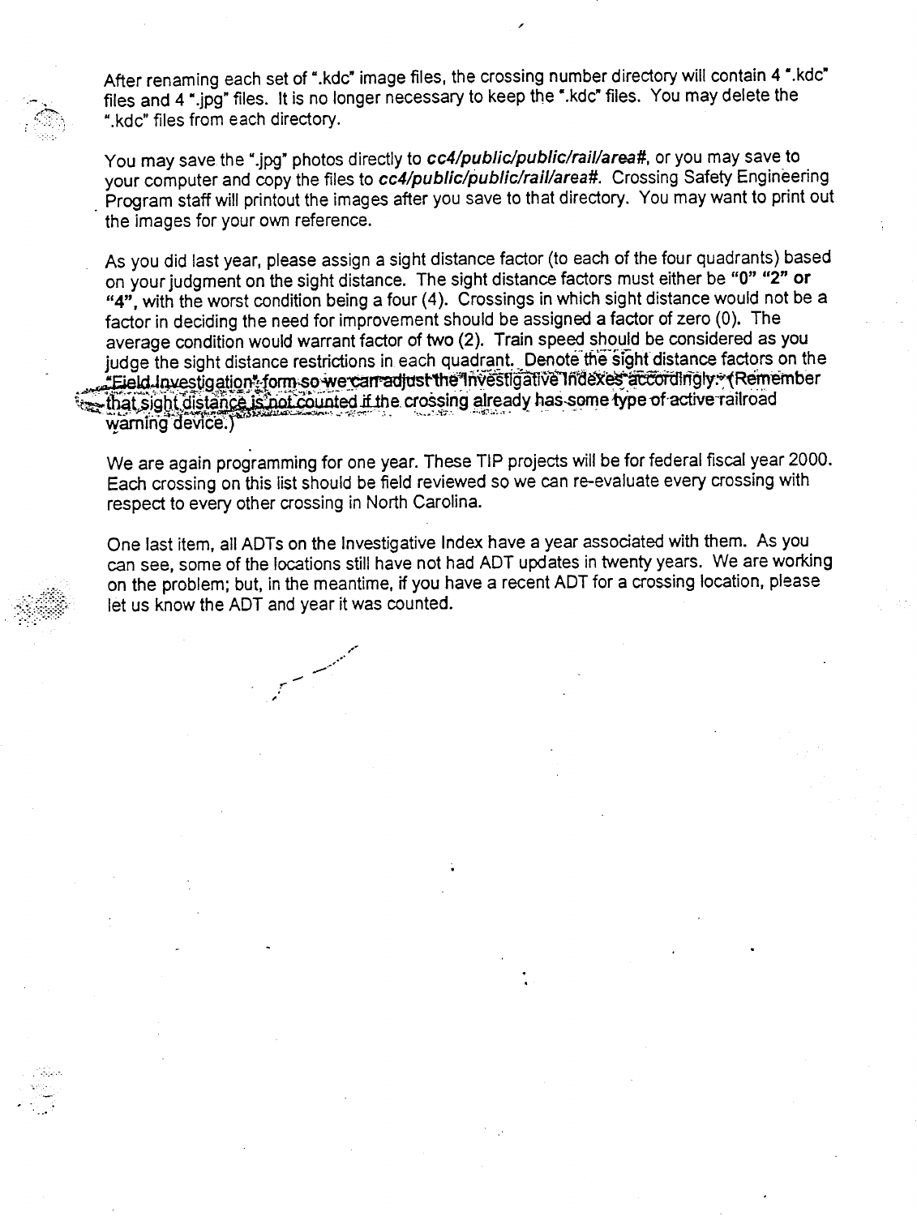After renaming each set of ".kdc" image files, the crossing number directory will contain 4 ".kdc" files and 4 ".jpg" files. It is no longer necessary to keep the ".kdc" files. You may delete the ".kdc" files from each directory.

You may save the ".jpg" photos directly to ***cc4/public/public/rail/area#***, or you may save to your computer and copy the files to ***cc4/public/public/rail/area#***. Crossing Safety Engineering Program staff will printout the images after you save to that directory. You may want to print out the images for your own reference.

As you did last year, please assign a sight distance factor (to each of the four quadrants) based on your judgment on the sight distance. The sight distance factors must either be **"0" "2" or "4"**, with the worst condition being a four (4). Crossings in which sight distance would not be a factor in deciding the need for improvement should be assigned a factor of zero (0). The average condition would warrant factor of two (2). Train speed should be considered as you judge the sight distance restrictions in each quadrant. Denote the sight distance factors on the "Field Investigation" form so we can adjust the Investigative Indexes accordingly. (Remember that sight distance is not counted if the crossing already has some type of active railroad warning device.)

We are again programming for one year. These TIP projects will be for federal fiscal year 2000. Each crossing on this list should be field reviewed so we can re-evaluate every crossing with respect to every other crossing in North Carolina.

One last item, all ADTs on the Investigative Index have a year associated with them. As you can see, some of the locations still have not had ADT updates in twenty years. We are working on the problem; but, in the meantime, if you have a recent ADT for a crossing location, please let us know the ADT and year it was counted.